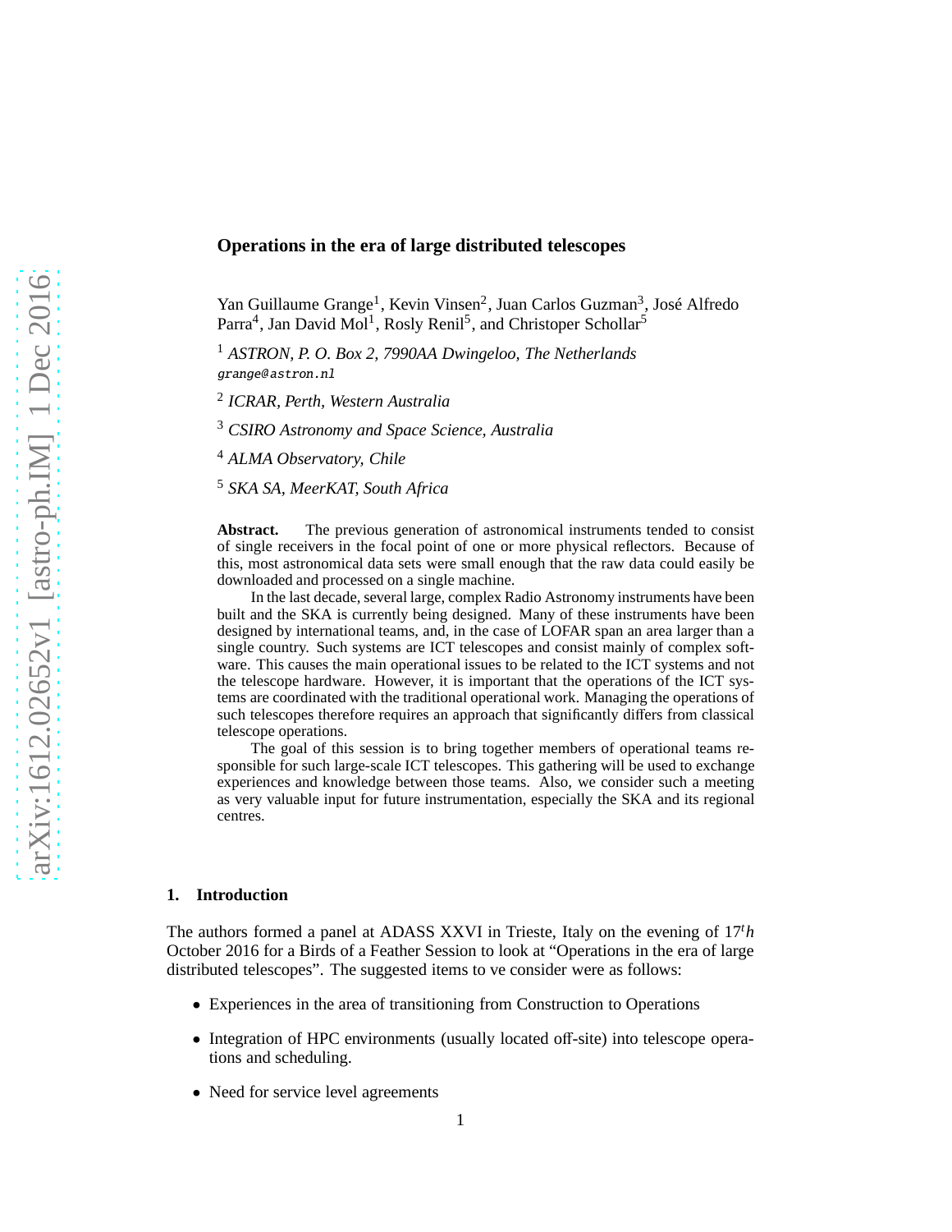# Operations in the era of large distributed telescopes

Yan Guillaume Grange[1], Kevin Vinsen[2], Juan Carlos Guzman[3], José Alfredo Parra[4], Jan David Mol[1], Rosly Renil[5], and Christoper Schollar[5]

[1] *ASTRON, P. O. Box 2, 7990AA Dwingeloo, The Netherlands*
grange@astron.nl

[2] *ICRAR, Perth, Western Australia*

[3] *CSIRO Astronomy and Space Science, Australia*

[4] *ALMA Observatory, Chile*

[5] *SKA SA, MeerKAT, South Africa*

**Abstract.** The previous generation of astronomical instruments tended to consist of single receivers in the focal point of one or more physical reflectors. Because of this, most astronomical data sets were small enough that the raw data could easily be downloaded and processed on a single machine.

In the last decade, several large, complex Radio Astronomy instruments have been built and the SKA is currently being designed. Many of these instruments have been designed by international teams, and, in the case of LOFAR span an area larger than a single country. Such systems are ICT telescopes and consist mainly of complex software. This causes the main operational issues to be related to the ICT systems and not the telescope hardware. However, it is important that the operations of the ICT systems are coordinated with the traditional operational work. Managing the operations of such telescopes therefore requires an approach that significantly differs from classical telescope operations.

The goal of this session is to bring together members of operational teams responsible for such large-scale ICT telescopes. This gathering will be used to exchange experiences and knowledge between those teams. Also, we consider such a meeting as very valuable input for future instrumentation, especially the SKA and its regional centres.

## 1. Introduction

The authors formed a panel at ADASS XXVI in Trieste, Italy on the evening of $17^t h$ October 2016 for a Birds of a Feather Session to look at "Operations in the era of large distributed telescopes". The suggested items to ve consider were as follows:

- Experiences in the area of transitioning from Construction to Operations
- Integration of HPC environments (usually located off-site) into telescope operations and scheduling.
- Need for service level agreements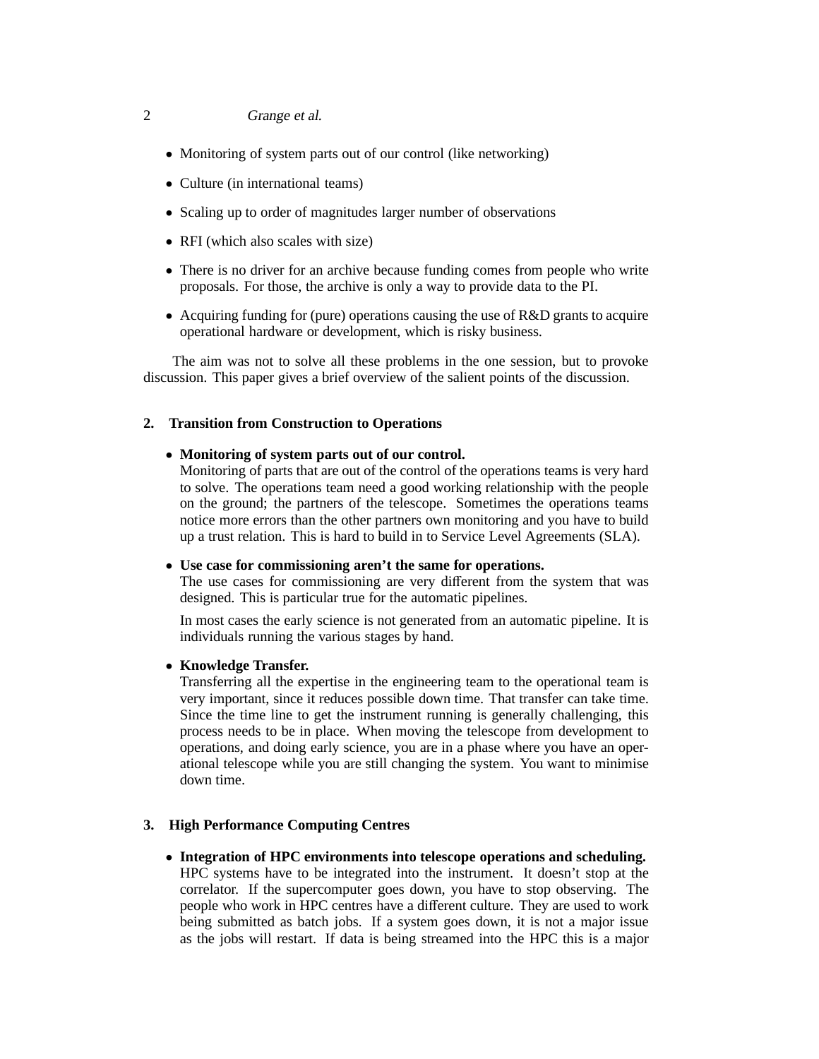- Monitoring of system parts out of our control (like networking)
- Culture (in international teams)
- Scaling up to order of magnitudes larger number of observations
- RFI (which also scales with size)
- There is no driver for an archive because funding comes from people who write proposals. For those, the archive is only a way to provide data to the PI.
- Acquiring funding for (pure) operations causing the use of R&D grants to acquire operational hardware or development, which is risky business.

The aim was not to solve all these problems in the one session, but to provoke discussion. This paper gives a brief overview of the salient points of the discussion.

## 2. Transition from Construction to Operations

- **Monitoring of system parts out of our control.**
  Monitoring of parts that are out of the control of the operations teams is very hard to solve. The operations team need a good working relationship with the people on the ground; the partners of the telescope. Sometimes the operations teams notice more errors than the other partners own monitoring and you have to build up a trust relation. This is hard to build in to Service Level Agreements (SLA).

- **Use case for commissioning aren't the same for operations.**
  The use cases for commissioning are very different from the system that was designed. This is particular true for the automatic pipelines.

  In most cases the early science is not generated from an automatic pipeline. It is individuals running the various stages by hand.

- **Knowledge Transfer.**
  Transferring all the expertise in the engineering team to the operational team is very important, since it reduces possible down time. That transfer can take time. Since the time line to get the instrument running is generally challenging, this process needs to be in place. When moving the telescope from development to operations, and doing early science, you are in a phase where you have an operational telescope while you are still changing the system. You want to minimise down time.

## 3. High Performance Computing Centres

- **Integration of HPC environments into telescope operations and scheduling.**
  HPC systems have to be integrated into the instrument. It doesn't stop at the correlator. If the supercomputer goes down, you have to stop observing. The people who work in HPC centres have a different culture. They are used to work being submitted as batch jobs. If a system goes down, it is not a major issue as the jobs will restart. If data is being streamed into the HPC this is a major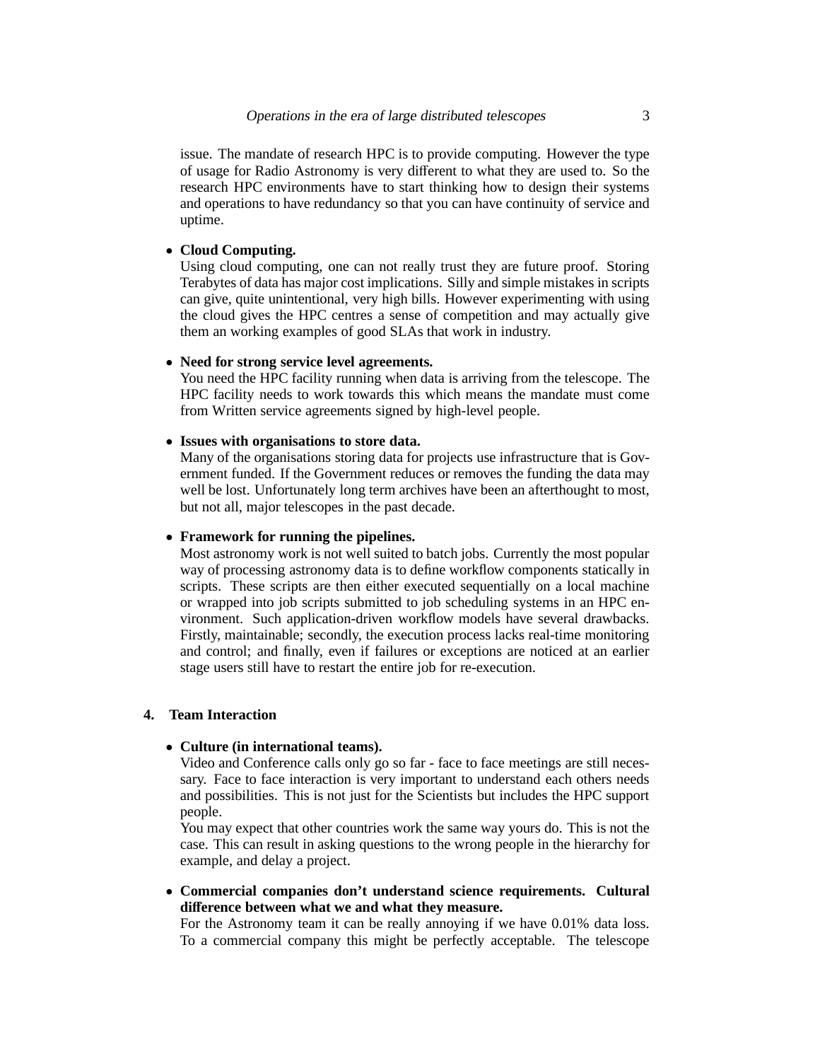issue. The mandate of research HPC is to provide computing. However the type of usage for Radio Astronomy is very different to what they are used to. So the research HPC environments have to start thinking how to design their systems and operations to have redundancy so that you can have continuity of service and uptime.

- **Cloud Computing.**
  Using cloud computing, one can not really trust they are future proof. Storing Terabytes of data has major cost implications. Silly and simple mistakes in scripts can give, quite unintentional, very high bills. However experimenting with using the cloud gives the HPC centres a sense of competition and may actually give them an working examples of good SLAs that work in industry.

- **Need for strong service level agreements.**
  You need the HPC facility running when data is arriving from the telescope. The HPC facility needs to work towards this which means the mandate must come from Written service agreements signed by high-level people.

- **Issues with organisations to store data.**
  Many of the organisations storing data for projects use infrastructure that is Government funded. If the Government reduces or removes the funding the data may well be lost. Unfortunately long term archives have been an afterthought to most, but not all, major telescopes in the past decade.

- **Framework for running the pipelines.**
  Most astronomy work is not well suited to batch jobs. Currently the most popular way of processing astronomy data is to define workflow components statically in scripts. These scripts are then either executed sequentially on a local machine or wrapped into job scripts submitted to job scheduling systems in an HPC environment. Such application-driven workflow models have several drawbacks. Firstly, maintainable; secondly, the execution process lacks real-time monitoring and control; and finally, even if failures or exceptions are noticed at an earlier stage users still have to restart the entire job for re-execution.

## 4. Team Interaction

- **Culture (in international teams).**
  Video and Conference calls only go so far - face to face meetings are still necessary. Face to face interaction is very important to understand each others needs and possibilities. This is not just for the Scientists but includes the HPC support people.
  You may expect that other countries work the same way yours do. This is not the case. This can result in asking questions to the wrong people in the hierarchy for example, and delay a project.

- **Commercial companies don't understand science requirements. Cultural difference between what we and what they measure.**
  For the Astronomy team it can be really annoying if we have 0.01% data loss. To a commercial company this might be perfectly acceptable. The telescope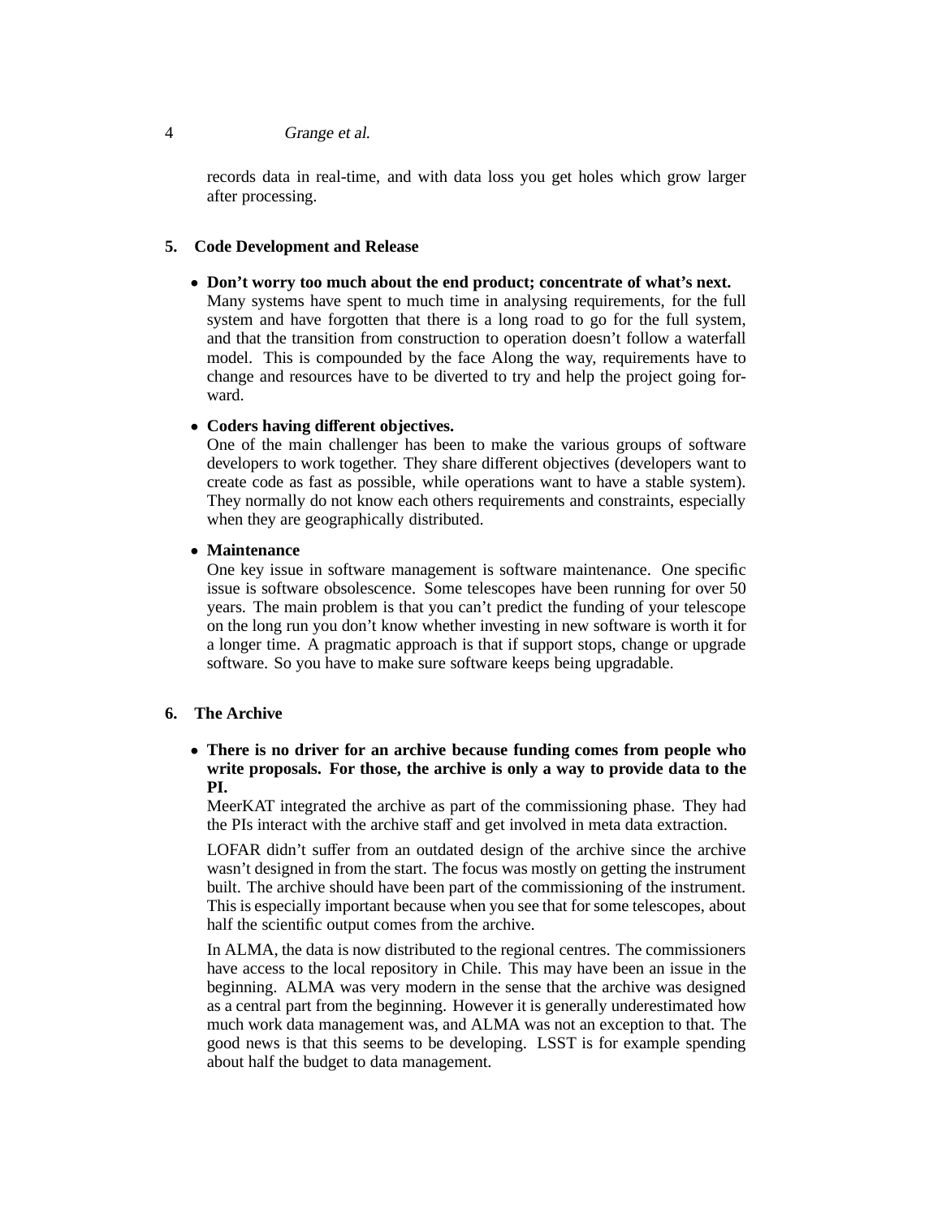records data in real-time, and with data loss you get holes which grow larger after processing.

## 5. Code Development and Release

- **Don't worry too much about the end product; concentrate of what's next.**
  Many systems have spent to much time in analysing requirements, for the full system and have forgotten that there is a long road to go for the full system, and that the transition from construction to operation doesn't follow a waterfall model. This is compounded by the face Along the way, requirements have to change and resources have to be diverted to try and help the project going forward.

- **Coders having different objectives.**
  One of the main challenger has been to make the various groups of software developers to work together. They share different objectives (developers want to create code as fast as possible, while operations want to have a stable system). They normally do not know each others requirements and constraints, especially when they are geographically distributed.

- **Maintenance**
  One key issue in software management is software maintenance. One specific issue is software obsolescence. Some telescopes have been running for over 50 years. The main problem is that you can't predict the funding of your telescope on the long run you don't know whether investing in new software is worth it for a longer time. A pragmatic approach is that if support stops, change or upgrade software. So you have to make sure software keeps being upgradable.

## 6. The Archive

- **There is no driver for an archive because funding comes from people who write proposals. For those, the archive is only a way to provide data to the PI.**
  MeerKAT integrated the archive as part of the commissioning phase. They had the PIs interact with the archive staff and get involved in meta data extraction.

  LOFAR didn't suffer from an outdated design of the archive since the archive wasn't designed in from the start. The focus was mostly on getting the instrument built. The archive should have been part of the commissioning of the instrument. This is especially important because when you see that for some telescopes, about half the scientific output comes from the archive.

  In ALMA, the data is now distributed to the regional centres. The commissioners have access to the local repository in Chile. This may have been an issue in the beginning. ALMA was very modern in the sense that the archive was designed as a central part from the beginning. However it is generally underestimated how much work data management was, and ALMA was not an exception to that. The good news is that this seems to be developing. LSST is for example spending about half the budget to data management.